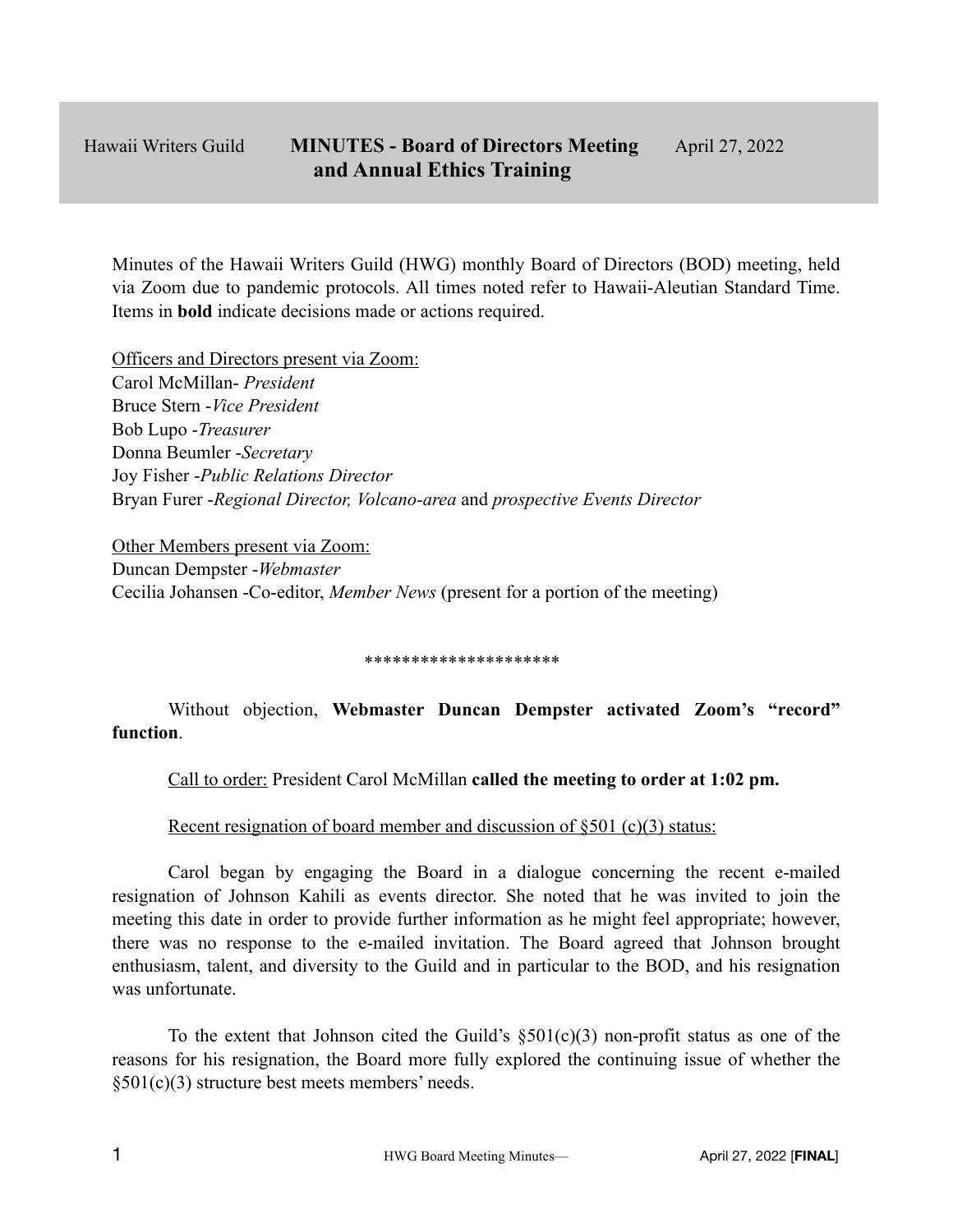Hawaii Writers Guild **MINUTES - Board of Directors Meeting and Annual Ethics Training** April 27, 2022

Minutes of the Hawaii Writers Guild (HWG) monthly Board of Directors (BOD) meeting, held via Zoom due to pandemic protocols. All times noted refer to Hawaii-Aleutian Standard Time. Items in **bold** indicate decisions made or actions required.

<u>Officers and Directors present via Zoom:</u>
Carol McMillan- *President*
Bruce Stern -*Vice President*
Bob Lupo -*Treasurer*
Donna Beumler -*Secretary*
Joy Fisher -*Public Relations Director*
Bryan Furer -*Regional Director, Volcano-area* and *prospective Events Director*

<u>Other Members present via Zoom:</u>
Duncan Dempster -*Webmaster*
Cecilia Johansen -Co-editor, *Member News* (present for a portion of the meeting)

*********************

Without objection, **Webmaster Duncan Dempster activated Zoom's "record" function**.

<u>Call to order:</u> President Carol McMillan **called the meeting to order at 1:02 pm.**

<u>Recent resignation of board member and discussion of §501 (c)(3) status:</u>

Carol began by engaging the Board in a dialogue concerning the recent e-mailed resignation of Johnson Kahili as events director. She noted that he was invited to join the meeting this date in order to provide further information as he might feel appropriate; however, there was no response to the e-mailed invitation. The Board agreed that Johnson brought enthusiasm, talent, and diversity to the Guild and in particular to the BOD, and his resignation was unfortunate.

To the extent that Johnson cited the Guild's §501(c)(3) non-profit status as one of the reasons for his resignation, the Board more fully explored the continuing issue of whether the §501(c)(3) structure best meets members' needs.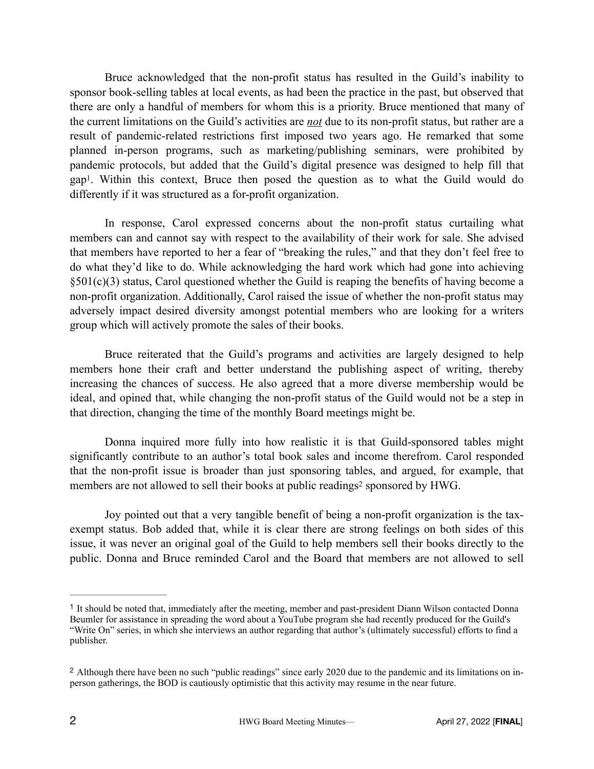Bruce acknowledged that the non-profit status has resulted in the Guild's inability to sponsor book-selling tables at local events, as had been the practice in the past, but observed that there are only a handful of members for whom this is a priority. Bruce mentioned that many of the current limitations on the Guild's activities are ***not*** due to its non-profit status, but rather are a result of pandemic-related restrictions first imposed two years ago. He remarked that some planned in-person programs, such as marketing/publishing seminars, were prohibited by pandemic protocols, but added that the Guild's digital presence was designed to help fill that gap[1]. Within this context, Bruce then posed the question as to what the Guild would do differently if it was structured as a for-profit organization.

In response, Carol expressed concerns about the non-profit status curtailing what members can and cannot say with respect to the availability of their work for sale. She advised that members have reported to her a fear of "breaking the rules," and that they don't feel free to do what they'd like to do. While acknowledging the hard work which had gone into achieving §501(c)(3) status, Carol questioned whether the Guild is reaping the benefits of having become a non-profit organization. Additionally, Carol raised the issue of whether the non-profit status may adversely impact desired diversity amongst potential members who are looking for a writers group which will actively promote the sales of their books.

Bruce reiterated that the Guild's programs and activities are largely designed to help members hone their craft and better understand the publishing aspect of writing, thereby increasing the chances of success. He also agreed that a more diverse membership would be ideal, and opined that, while changing the non-profit status of the Guild would not be a step in that direction, changing the time of the monthly Board meetings might be.

Donna inquired more fully into how realistic it is that Guild-sponsored tables might significantly contribute to an author's total book sales and income therefrom. Carol responded that the non-profit issue is broader than just sponsoring tables, and argued, for example, that members are not allowed to sell their books at public readings[2] sponsored by HWG.

Joy pointed out that a very tangible benefit of being a non-profit organization is the tax-exempt status. Bob added that, while it is clear there are strong feelings on both sides of this issue, it was never an original goal of the Guild to help members sell their books directly to the public. Donna and Bruce reminded Carol and the Board that members are not allowed to sell

---

[1] It should be noted that, immediately after the meeting, member and past-president Diann Wilson contacted Donna Beumler for assistance in spreading the word about a YouTube program she had recently produced for the Guild's "Write On" series, in which she interviews an author regarding that author's (ultimately successful) efforts to find a publisher.

[2] Although there have been no such "public readings" since early 2020 due to the pandemic and its limitations on in-person gatherings, the BOD is cautiously optimistic that this activity may resume in the near future.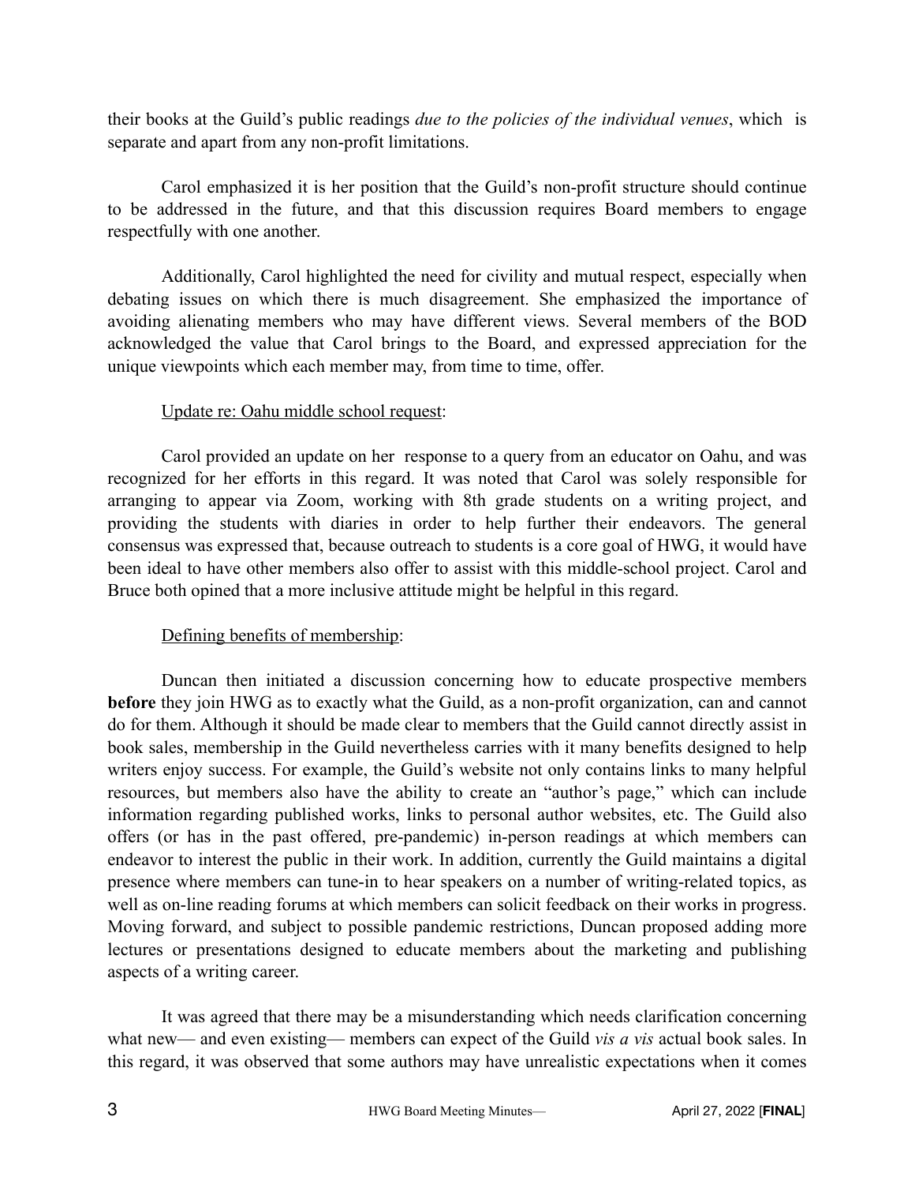their books at the Guild's public readings *due to the policies of the individual venues*, which is separate and apart from any non-profit limitations.

Carol emphasized it is her position that the Guild's non-profit structure should continue to be addressed in the future, and that this discussion requires Board members to engage respectfully with one another.

Additionally, Carol highlighted the need for civility and mutual respect, especially when debating issues on which there is much disagreement. She emphasized the importance of avoiding alienating members who may have different views. Several members of the BOD acknowledged the value that Carol brings to the Board, and expressed appreciation for the unique viewpoints which each member may, from time to time, offer.

<u>Update re: Oahu middle school request</u>:

Carol provided an update on her response to a query from an educator on Oahu, and was recognized for her efforts in this regard. It was noted that Carol was solely responsible for arranging to appear via Zoom, working with 8th grade students on a writing project, and providing the students with diaries in order to help further their endeavors. The general consensus was expressed that, because outreach to students is a core goal of HWG, it would have been ideal to have other members also offer to assist with this middle-school project. Carol and Bruce both opined that a more inclusive attitude might be helpful in this regard.

<u>Defining benefits of membership</u>:

Duncan then initiated a discussion concerning how to educate prospective members **before** they join HWG as to exactly what the Guild, as a non-profit organization, can and cannot do for them. Although it should be made clear to members that the Guild cannot directly assist in book sales, membership in the Guild nevertheless carries with it many benefits designed to help writers enjoy success. For example, the Guild's website not only contains links to many helpful resources, but members also have the ability to create an "author's page," which can include information regarding published works, links to personal author websites, etc. The Guild also offers (or has in the past offered, pre-pandemic) in-person readings at which members can endeavor to interest the public in their work. In addition, currently the Guild maintains a digital presence where members can tune-in to hear speakers on a number of writing-related topics, as well as on-line reading forums at which members can solicit feedback on their works in progress. Moving forward, and subject to possible pandemic restrictions, Duncan proposed adding more lectures or presentations designed to educate members about the marketing and publishing aspects of a writing career.

It was agreed that there may be a misunderstanding which needs clarification concerning what new— and even existing— members can expect of the Guild *vis a vis* actual book sales. In this regard, it was observed that some authors may have unrealistic expectations when it comes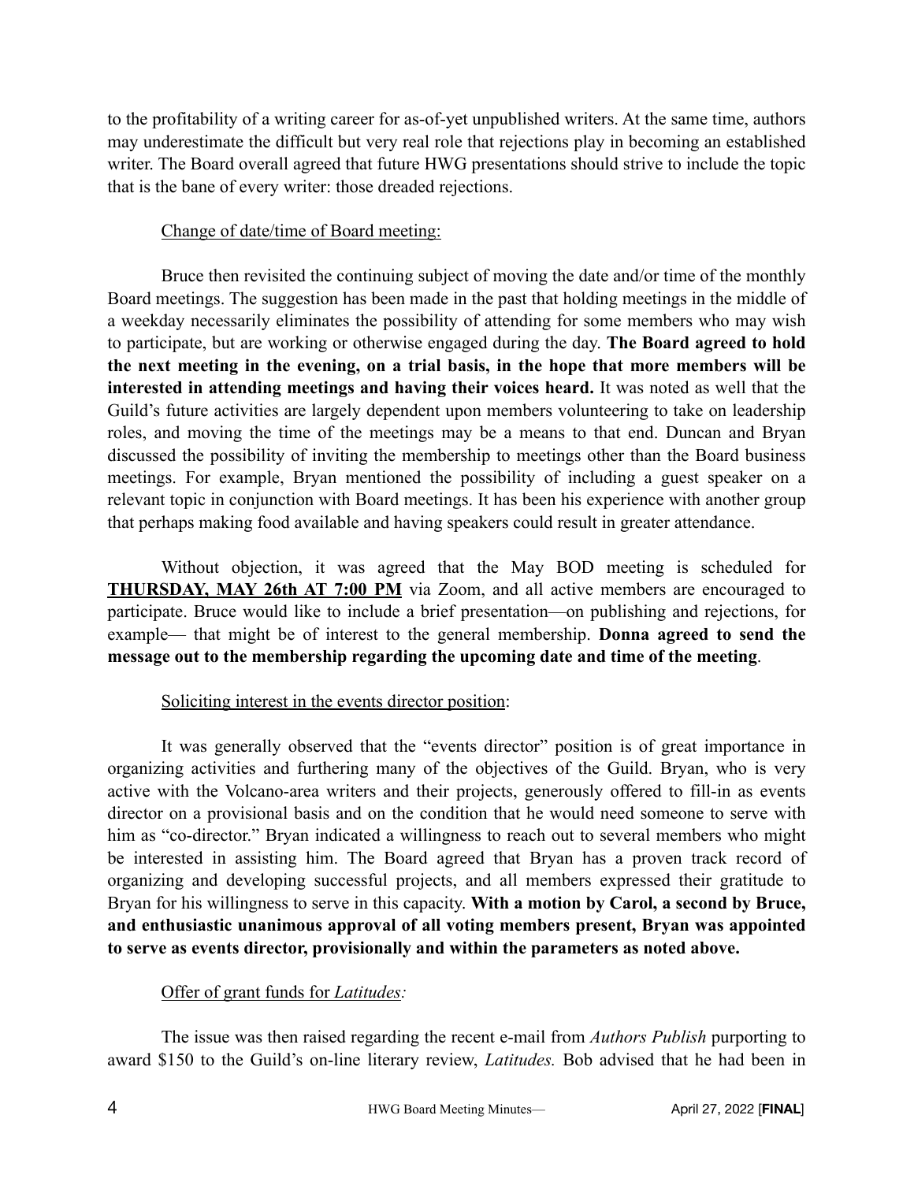to the profitability of a writing career for as-of-yet unpublished writers. At the same time, authors may underestimate the difficult but very real role that rejections play in becoming an established writer. The Board overall agreed that future HWG presentations should strive to include the topic that is the bane of every writer: those dreaded rejections.

<u>Change of date/time of Board meeting:</u>

Bruce then revisited the continuing subject of moving the date and/or time of the monthly Board meetings. The suggestion has been made in the past that holding meetings in the middle of a weekday necessarily eliminates the possibility of attending for some members who may wish to participate, but are working or otherwise engaged during the day. **The Board agreed to hold the next meeting in the evening, on a trial basis, in the hope that more members will be interested in attending meetings and having their voices heard.** It was noted as well that the Guild's future activities are largely dependent upon members volunteering to take on leadership roles, and moving the time of the meetings may be a means to that end. Duncan and Bryan discussed the possibility of inviting the membership to meetings other than the Board business meetings. For example, Bryan mentioned the possibility of including a guest speaker on a relevant topic in conjunction with Board meetings. It has been his experience with another group that perhaps making food available and having speakers could result in greater attendance.

Without objection, it was agreed that the May BOD meeting is scheduled for **<u>THURSDAY, MAY 26th AT 7:00 PM</u>** via Zoom, and all active members are encouraged to participate. Bruce would like to include a brief presentation—on publishing and rejections, for example— that might be of interest to the general membership. **Donna agreed to send the message out to the membership regarding the upcoming date and time of the meeting**.

<u>Soliciting interest in the events director position</u>:

It was generally observed that the "events director" position is of great importance in organizing activities and furthering many of the objectives of the Guild. Bryan, who is very active with the Volcano-area writers and their projects, generously offered to fill-in as events director on a provisional basis and on the condition that he would need someone to serve with him as "co-director." Bryan indicated a willingness to reach out to several members who might be interested in assisting him. The Board agreed that Bryan has a proven track record of organizing and developing successful projects, and all members expressed their gratitude to Bryan for his willingness to serve in this capacity. **With a motion by Carol, a second by Bruce, and enthusiastic unanimous approval of all voting members present, Bryan was appointed to serve as events director, provisionally and within the parameters as noted above.**

<u>Offer of grant funds for *Latitudes:*</u>

The issue was then raised regarding the recent e-mail from *Authors Publish* purporting to award $150 to the Guild's on-line literary review, *Latitudes.* Bob advised that he had been in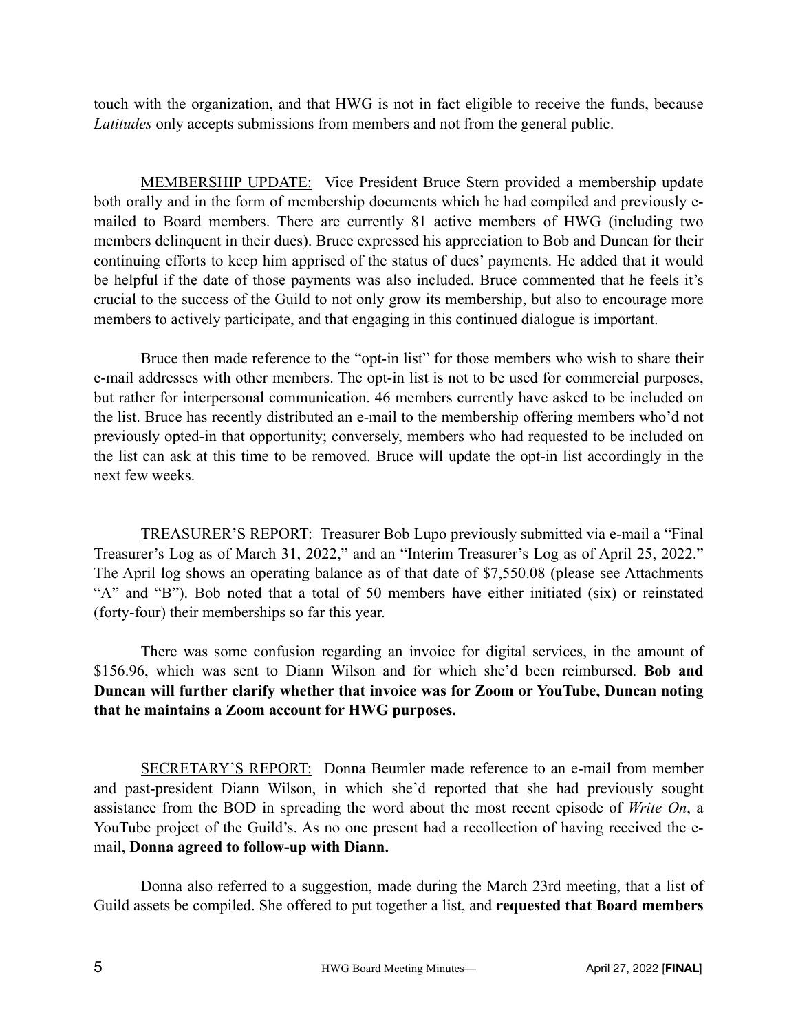touch with the organization, and that HWG is not in fact eligible to receive the funds, because *Latitudes* only accepts submissions from members and not from the general public.

<u>MEMBERSHIP UPDATE:</u> Vice President Bruce Stern provided a membership update both orally and in the form of membership documents which he had compiled and previously e-mailed to Board members. There are currently 81 active members of HWG (including two members delinquent in their dues). Bruce expressed his appreciation to Bob and Duncan for their continuing efforts to keep him apprised of the status of dues' payments. He added that it would be helpful if the date of those payments was also included. Bruce commented that he feels it's crucial to the success of the Guild to not only grow its membership, but also to encourage more members to actively participate, and that engaging in this continued dialogue is important.

Bruce then made reference to the "opt-in list" for those members who wish to share their e-mail addresses with other members. The opt-in list is not to be used for commercial purposes, but rather for interpersonal communication. 46 members currently have asked to be included on the list. Bruce has recently distributed an e-mail to the membership offering members who'd not previously opted-in that opportunity; conversely, members who had requested to be included on the list can ask at this time to be removed. Bruce will update the opt-in list accordingly in the next few weeks.

<u>TREASURER'S REPORT:</u> Treasurer Bob Lupo previously submitted via e-mail a "Final Treasurer's Log as of March 31, 2022," and an "Interim Treasurer's Log as of April 25, 2022." The April log shows an operating balance as of that date of $7,550.08 (please see Attachments "A" and "B"). Bob noted that a total of 50 members have either initiated (six) or reinstated (forty-four) their memberships so far this year.

There was some confusion regarding an invoice for digital services, in the amount of $156.96, which was sent to Diann Wilson and for which she'd been reimbursed. **Bob and Duncan will further clarify whether that invoice was for Zoom or YouTube, Duncan noting that he maintains a Zoom account for HWG purposes.**

<u>SECRETARY'S REPORT:</u> Donna Beumler made reference to an e-mail from member and past-president Diann Wilson, in which she'd reported that she had previously sought assistance from the BOD in spreading the word about the most recent episode of *Write On*, a YouTube project of the Guild's. As no one present had a recollection of having received the e-mail, **Donna agreed to follow-up with Diann.**

Donna also referred to a suggestion, made during the March 23rd meeting, that a list of Guild assets be compiled. She offered to put together a list, and **requested that Board members**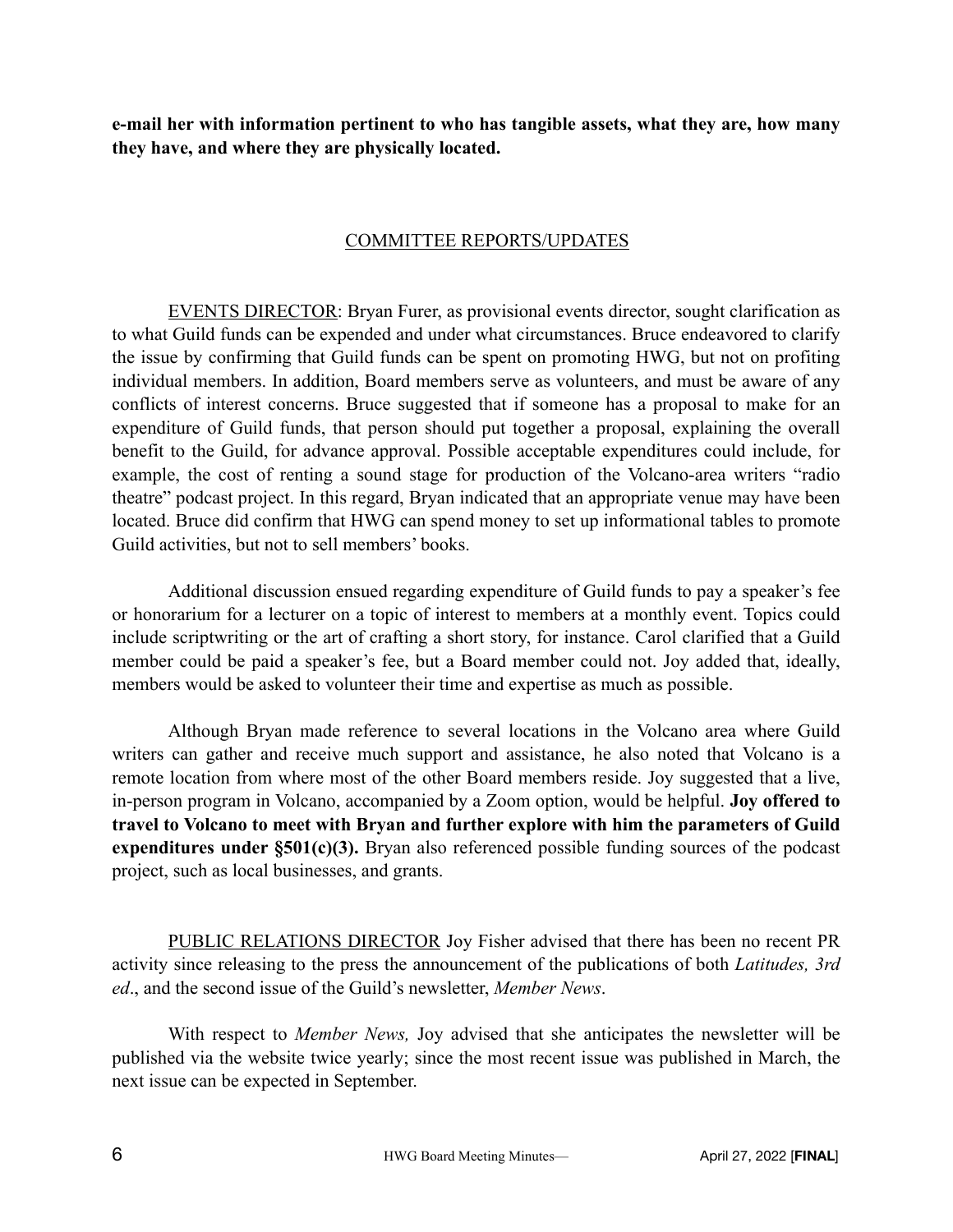**e-mail her with information pertinent to who has tangible assets, what they are, how many they have, and where they are physically located.**

## COMMITTEE REPORTS/UPDATES

EVENTS DIRECTOR: Bryan Furer, as provisional events director, sought clarification as to what Guild funds can be expended and under what circumstances. Bruce endeavored to clarify the issue by confirming that Guild funds can be spent on promoting HWG, but not on profiting individual members. In addition, Board members serve as volunteers, and must be aware of any conflicts of interest concerns. Bruce suggested that if someone has a proposal to make for an expenditure of Guild funds, that person should put together a proposal, explaining the overall benefit to the Guild, for advance approval. Possible acceptable expenditures could include, for example, the cost of renting a sound stage for production of the Volcano-area writers "radio theatre" podcast project. In this regard, Bryan indicated that an appropriate venue may have been located. Bruce did confirm that HWG can spend money to set up informational tables to promote Guild activities, but not to sell members' books.

Additional discussion ensued regarding expenditure of Guild funds to pay a speaker's fee or honorarium for a lecturer on a topic of interest to members at a monthly event. Topics could include scriptwriting or the art of crafting a short story, for instance. Carol clarified that a Guild member could be paid a speaker's fee, but a Board member could not. Joy added that, ideally, members would be asked to volunteer their time and expertise as much as possible.

Although Bryan made reference to several locations in the Volcano area where Guild writers can gather and receive much support and assistance, he also noted that Volcano is a remote location from where most of the other Board members reside. Joy suggested that a live, in-person program in Volcano, accompanied by a Zoom option, would be helpful. **Joy offered to travel to Volcano to meet with Bryan and further explore with him the parameters of Guild expenditures under §501(c)(3).** Bryan also referenced possible funding sources of the podcast project, such as local businesses, and grants.

PUBLIC RELATIONS DIRECTOR Joy Fisher advised that there has been no recent PR activity since releasing to the press the announcement of the publications of both *Latitudes, 3rd ed*., and the second issue of the Guild's newsletter, *Member News*.

With respect to *Member News,* Joy advised that she anticipates the newsletter will be published via the website twice yearly; since the most recent issue was published in March, the next issue can be expected in September.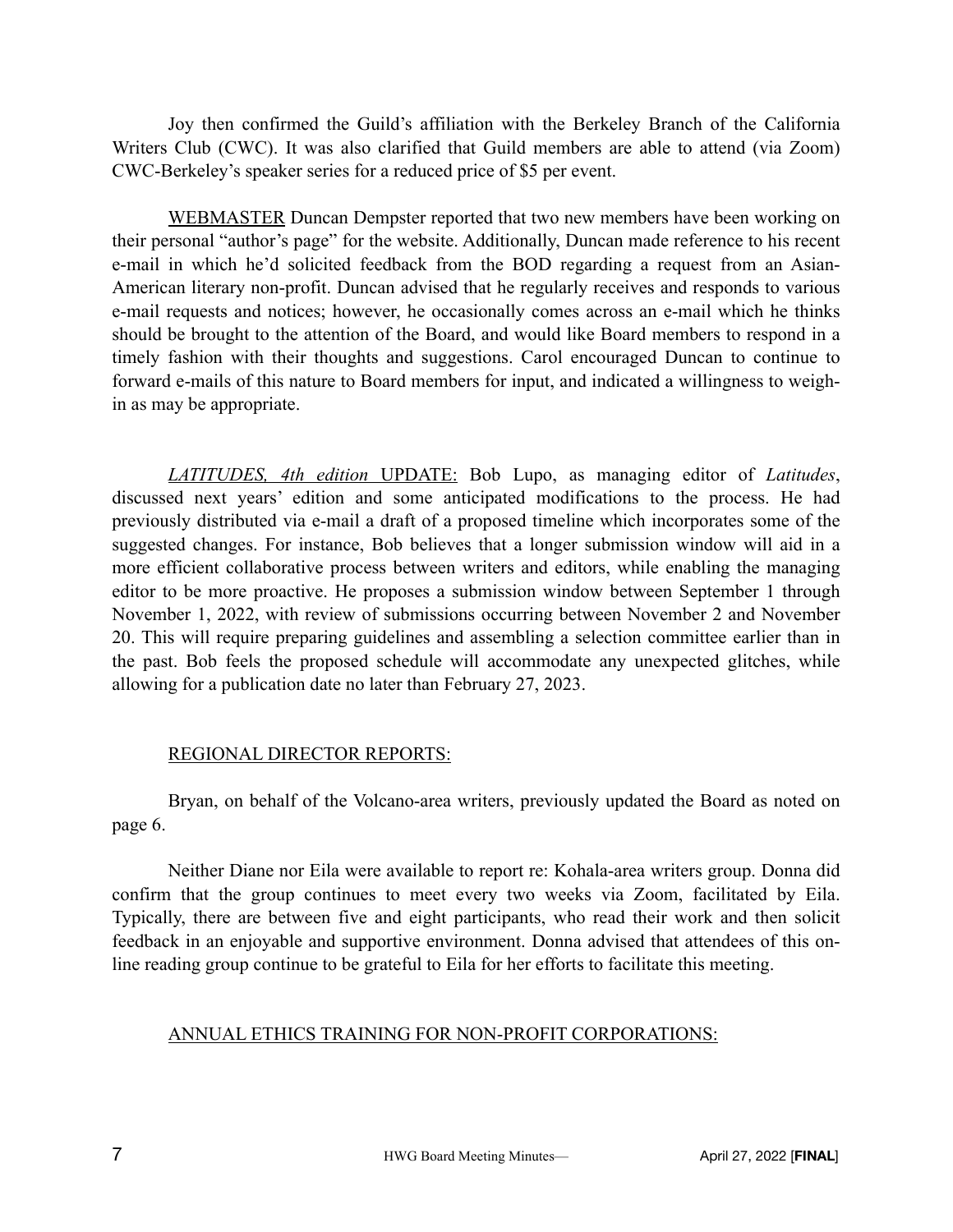Joy then confirmed the Guild's affiliation with the Berkeley Branch of the California Writers Club (CWC). It was also clarified that Guild members are able to attend (via Zoom) CWC-Berkeley's speaker series for a reduced price of $5 per event.

<u>WEBMASTER</u> Duncan Dempster reported that two new members have been working on their personal "author's page" for the website. Additionally, Duncan made reference to his recent e-mail in which he'd solicited feedback from the BOD regarding a request from an Asian-American literary non-profit. Duncan advised that he regularly receives and responds to various e-mail requests and notices; however, he occasionally comes across an e-mail which he thinks should be brought to the attention of the Board, and would like Board members to respond in a timely fashion with their thoughts and suggestions. Carol encouraged Duncan to continue to forward e-mails of this nature to Board members for input, and indicated a willingness to weigh-in as may be appropriate.

<u>*LATITUDES, 4th edition* UPDATE:</u> Bob Lupo, as managing editor of *Latitudes*, discussed next years' edition and some anticipated modifications to the process. He had previously distributed via e-mail a draft of a proposed timeline which incorporates some of the suggested changes. For instance, Bob believes that a longer submission window will aid in a more efficient collaborative process between writers and editors, while enabling the managing editor to be more proactive. He proposes a submission window between September 1 through November 1, 2022, with review of submissions occurring between November 2 and November 20. This will require preparing guidelines and assembling a selection committee earlier than in the past. Bob feels the proposed schedule will accommodate any unexpected glitches, while allowing for a publication date no later than February 27, 2023.

<u>REGIONAL DIRECTOR REPORTS:</u>

Bryan, on behalf of the Volcano-area writers, previously updated the Board as noted on page 6.

Neither Diane nor Eila were available to report re: Kohala-area writers group. Donna did confirm that the group continues to meet every two weeks via Zoom, facilitated by Eila. Typically, there are between five and eight participants, who read their work and then solicit feedback in an enjoyable and supportive environment. Donna advised that attendees of this on-line reading group continue to be grateful to Eila for her efforts to facilitate this meeting.

<u>ANNUAL ETHICS TRAINING FOR NON-PROFIT CORPORATIONS:</u>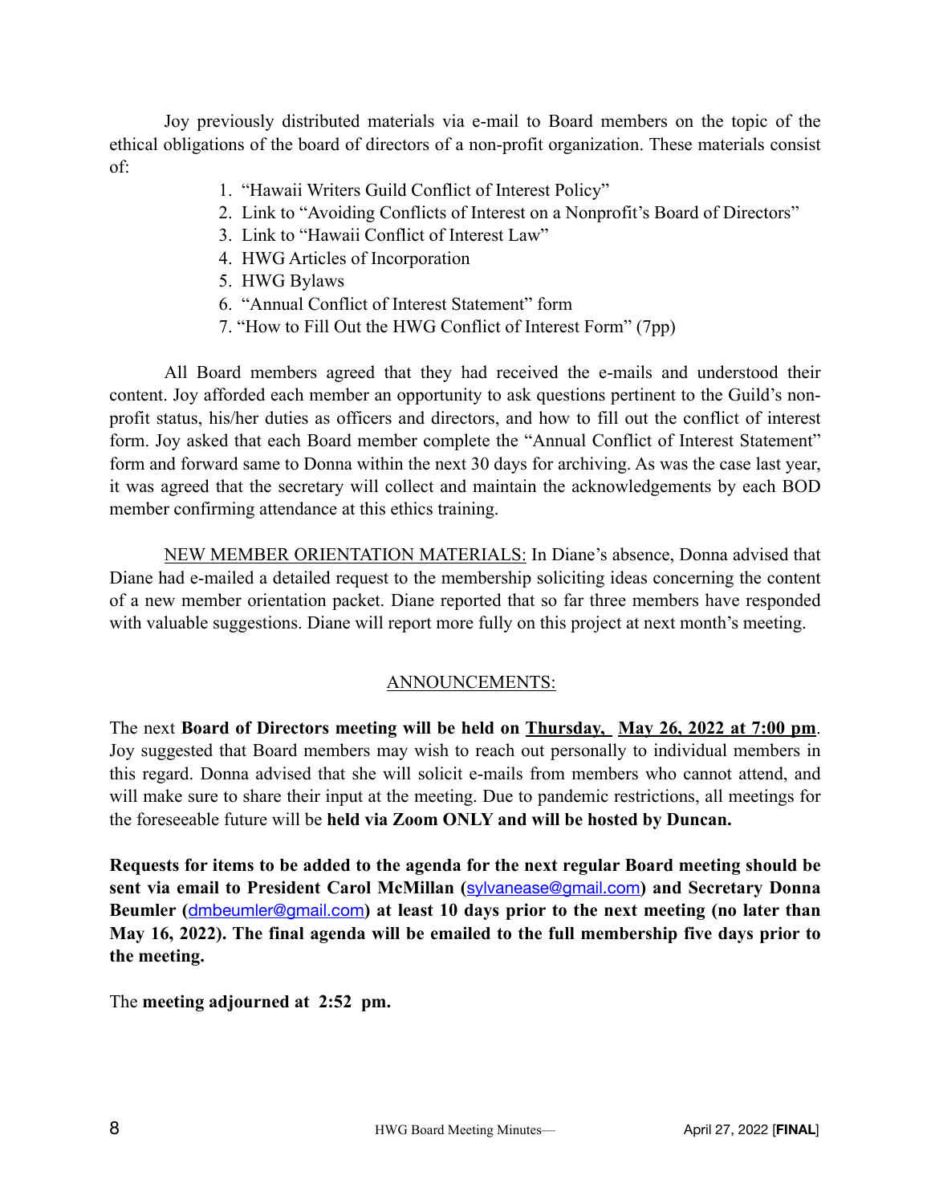Joy previously distributed materials via e-mail to Board members on the topic of the ethical obligations of the board of directors of a non-profit organization. These materials consist of:

1. "Hawaii Writers Guild Conflict of Interest Policy"
2. Link to "Avoiding Conflicts of Interest on a Nonprofit's Board of Directors"
3. Link to "Hawaii Conflict of Interest Law"
4. HWG Articles of Incorporation
5. HWG Bylaws
6. "Annual Conflict of Interest Statement" form
7. "How to Fill Out the HWG Conflict of Interest Form" (7pp)

All Board members agreed that they had received the e-mails and understood their content. Joy afforded each member an opportunity to ask questions pertinent to the Guild's non-profit status, his/her duties as officers and directors, and how to fill out the conflict of interest form. Joy asked that each Board member complete the "Annual Conflict of Interest Statement" form and forward same to Donna within the next 30 days for archiving. As was the case last year, it was agreed that the secretary will collect and maintain the acknowledgements by each BOD member confirming attendance at this ethics training.

<u>NEW MEMBER ORIENTATION MATERIALS:</u> In Diane's absence, Donna advised that Diane had e-mailed a detailed request to the membership soliciting ideas concerning the content of a new member orientation packet. Diane reported that so far three members have responded with valuable suggestions. Diane will report more fully on this project at next month's meeting.

## ANNOUNCEMENTS:

The next **Board of Directors meeting will be held on <u>Thursday, May 26, 2022 at 7:00 pm</u>**. Joy suggested that Board members may wish to reach out personally to individual members in this regard. Donna advised that she will solicit e-mails from members who cannot attend, and will make sure to share their input at the meeting. Due to pandemic restrictions, all meetings for the foreseeable future will be **held via Zoom ONLY and will be hosted by Duncan.**

**Requests for items to be added to the agenda for the next regular Board meeting should be sent via email to President Carol McMillan (sylvanease@gmail.com) and Secretary Donna Beumler (dmbeumler@gmail.com) at least 10 days prior to the next meeting (no later than May 16, 2022). The final agenda will be emailed to the full membership five days prior to the meeting.**

The **meeting adjourned at 2:52 pm.**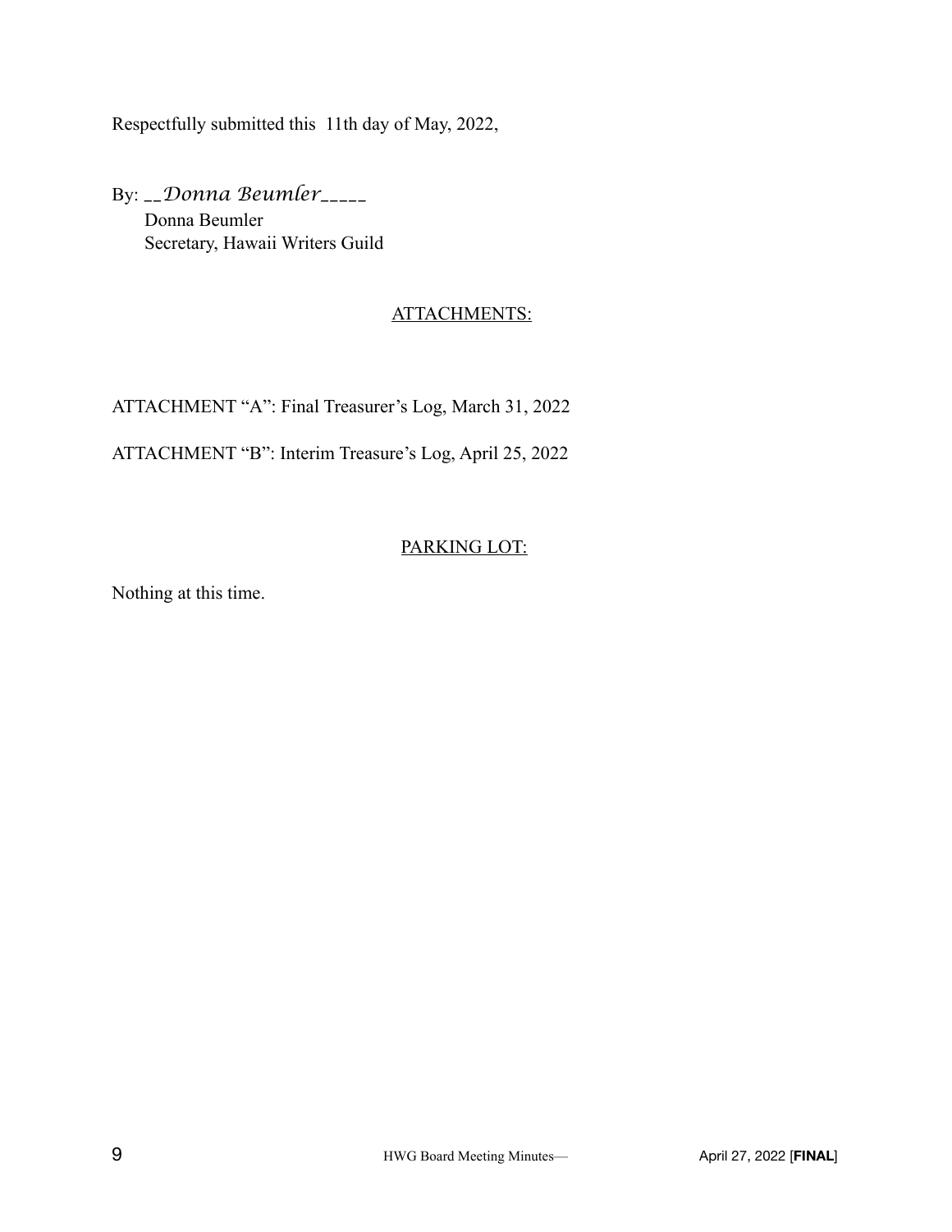Respectfully submitted this 11th day of May, 2022,

By: __*Donna Beumler*_____
Donna Beumler
Secretary, Hawaii Writers Guild

<u>ATTACHMENTS:</u>

ATTACHMENT "A": Final Treasurer's Log, March 31, 2022

ATTACHMENT "B": Interim Treasure's Log, April 25, 2022

<u>PARKING LOT:</u>

Nothing at this time.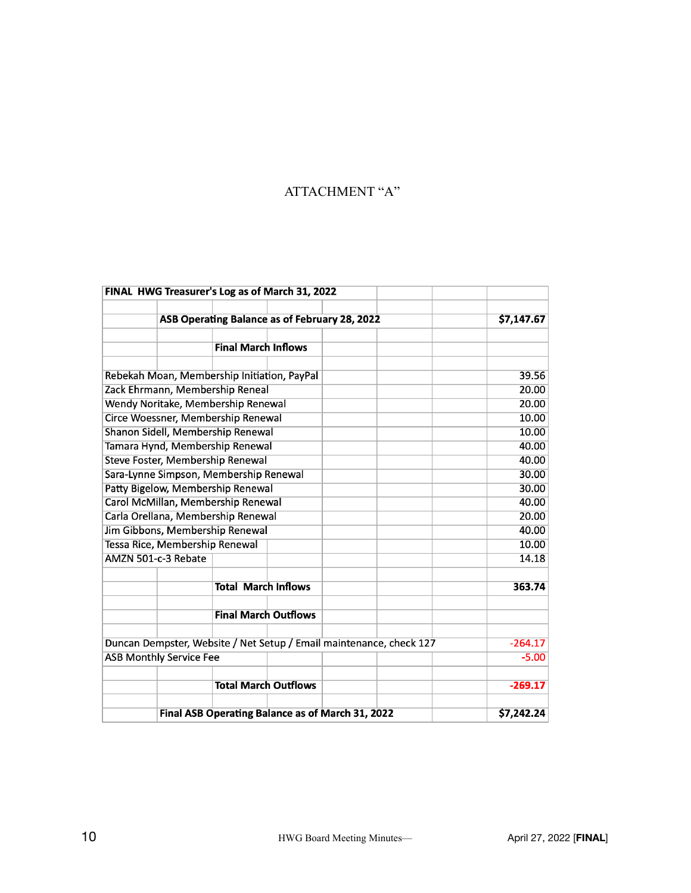# ATTACHMENT "A"

| FINAL HWG Treasurer's Log as of March 31, 2022 | |
|---|---|
| **ASB Operating Balance as of February 28, 2022** | **$7,147.67** |
| **Final March Inflows** | |
| Rebekah Moan, Membership Initiation, PayPal | 39.56 |
| Zack Ehrmann, Membership Reneal | 20.00 |
| Wendy Noritake, Membership Renewal | 20.00 |
| Circe Woessner, Membership Renewal | 10.00 |
| Shanon Sidell, Membership Renewal | 10.00 |
| Tamara Hynd, Membership Renewal | 40.00 |
| Steve Foster, Membership Renewal | 40.00 |
| Sara-Lynne Simpson, Membership Renewal | 30.00 |
| Patty Bigelow, Membership Renewal | 30.00 |
| Carol McMillan, Membership Renewal | 40.00 |
| Carla Orellana, Membership Renewal | 20.00 |
| Jim Gibbons, Membership Renewal | 40.00 |
| Tessa Rice, Membership Renewal | 10.00 |
| AMZN 501-c-3 Rebate | 14.18 |
| **Total March Inflows** | **363.74** |
| **Final March Outflows** | |
| Duncan Dempster, Website / Net Setup / Email maintenance, check 127 | -264.17 |
| ASB Monthly Service Fee | -5.00 |
| **Total March Outflows** | **-269.17** |
| **Final ASB Operating Balance as of March 31, 2022** | **$7,242.24** |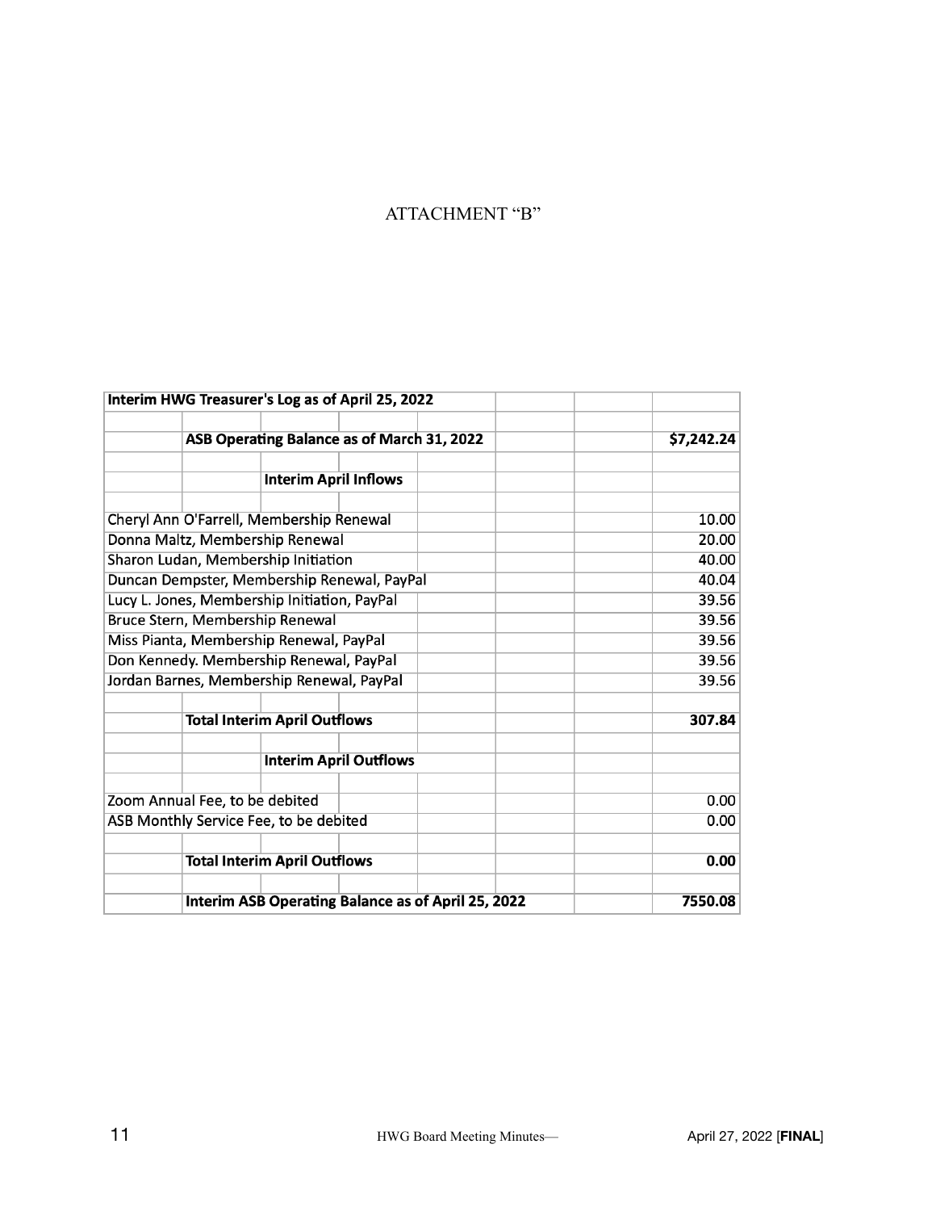ATTACHMENT "B"

| Interim HWG Treasurer's Log as of April 25, 2022 | |
|---|---|
| | |
| ASB Operating Balance as of March 31, 2022 | $7,242.24 |
| | |
| **Interim April Inflows** | |
| | |
| Cheryl Ann O'Farrell, Membership Renewal | 10.00 |
| Donna Maltz, Membership Renewal | 20.00 |
| Sharon Ludan, Membership Initiation | 40.00 |
| Duncan Dempster, Membership Renewal, PayPal | 40.04 |
| Lucy L. Jones, Membership Initiation, PayPal | 39.56 |
| Bruce Stern, Membership Renewal | 39.56 |
| Miss Pianta, Membership Renewal, PayPal | 39.56 |
| Don Kennedy. Membership Renewal, PayPal | 39.56 |
| Jordan Barnes, Membership Renewal, PayPal | 39.56 |
| | |
| **Total Interim April Outflows** | **307.84** |
| | |
| **Interim April Outflows** | |
| | |
| Zoom Annual Fee, to be debited | 0.00 |
| ASB Monthly Service Fee, to be debited | 0.00 |
| | |
| **Total Interim April Outflows** | **0.00** |
| | |
| **Interim ASB Operating Balance as of April 25, 2022** | **7550.08** |